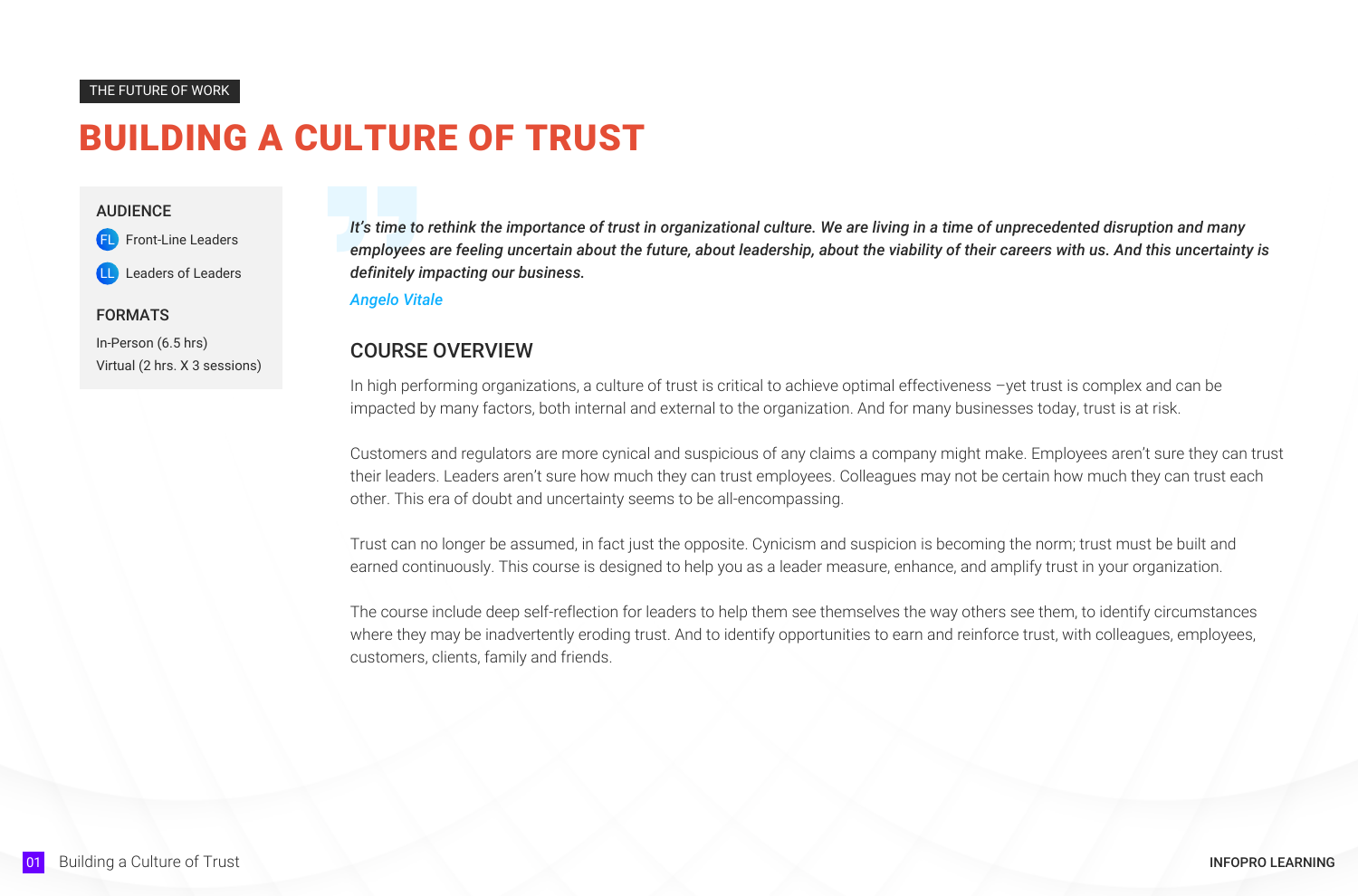THE FUTURE OF WORK

# BUILDING A CULTURE OF TRUST

### AUDIENCE

- FL Front-Line Leaders
- LL Leaders of Leaders

### FORMATS

In-Person (6.5 hrs)
Virtual (2 hrs. X 3 sessions)

> ***It's time to rethink the importance of trust in organizational culture. We are living in a time of unprecedented disruption and many employees are feeling uncertain about the future, about leadership, about the viability of their careers with us. And this uncertainty is definitely impacting our business.***
>
> *Angelo Vitale*

## COURSE OVERVIEW

In high performing organizations, a culture of trust is critical to achieve optimal effectiveness –yet trust is complex and can be impacted by many factors, both internal and external to the organization. And for many businesses today, trust is at risk.

Customers and regulators are more cynical and suspicious of any claims a company might make. Employees aren't sure they can trust their leaders. Leaders aren't sure how much they can trust employees. Colleagues may not be certain how much they can trust each other. This era of doubt and uncertainty seems to be all-encompassing.

Trust can no longer be assumed, in fact just the opposite. Cynicism and suspicion is becoming the norm; trust must be built and earned continuously. This course is designed to help you as a leader measure, enhance, and amplify trust in your organization.

The course include deep self-reflection for leaders to help them see themselves the way others see them, to identify circumstances where they may be inadvertently eroding trust. And to identify opportunities to earn and reinforce trust, with colleagues, employees, customers, clients, family and friends.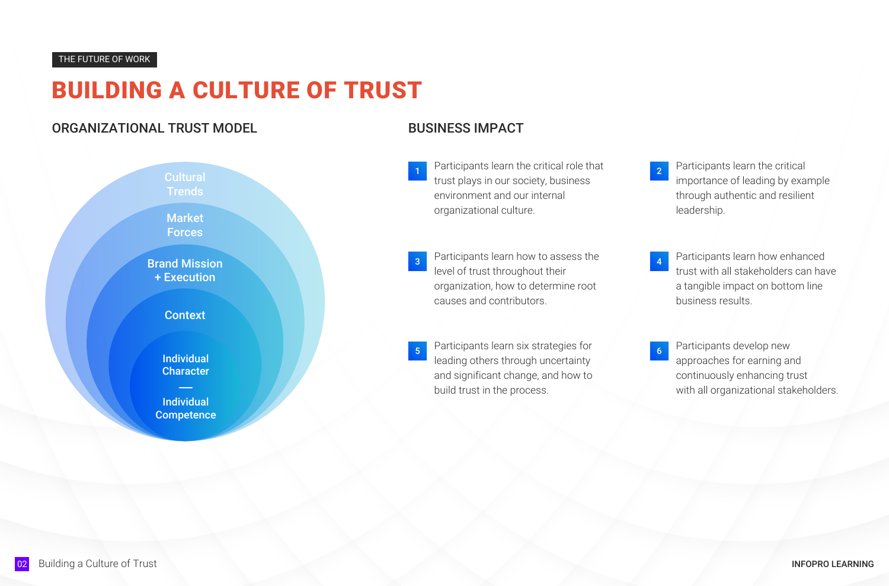THE FUTURE OF WORK

# BUILDING A CULTURE OF TRUST

## ORGANIZATIONAL TRUST MODEL

Cultural Trends

Market Forces

Brand Mission + Execution

Context

Individual Character
—
Individual Competence

## BUSINESS IMPACT

1. Participants learn the critical role that trust plays in our society, business environment and our internal organizational culture.
2. Participants learn the critical importance of leading by example through authentic and resilient leadership.
3. Participants learn how to assess the level of trust throughout their organization, how to determine root causes and contributors.
4. Participants learn how enhanced trust with all stakeholders can have a tangible impact on bottom line business results.
5. Participants learn six strategies for leading others through uncertainty and significant change, and how to build trust in the process.
6. Participants develop new approaches for earning and continuously enhancing trust with all organizational stakeholders.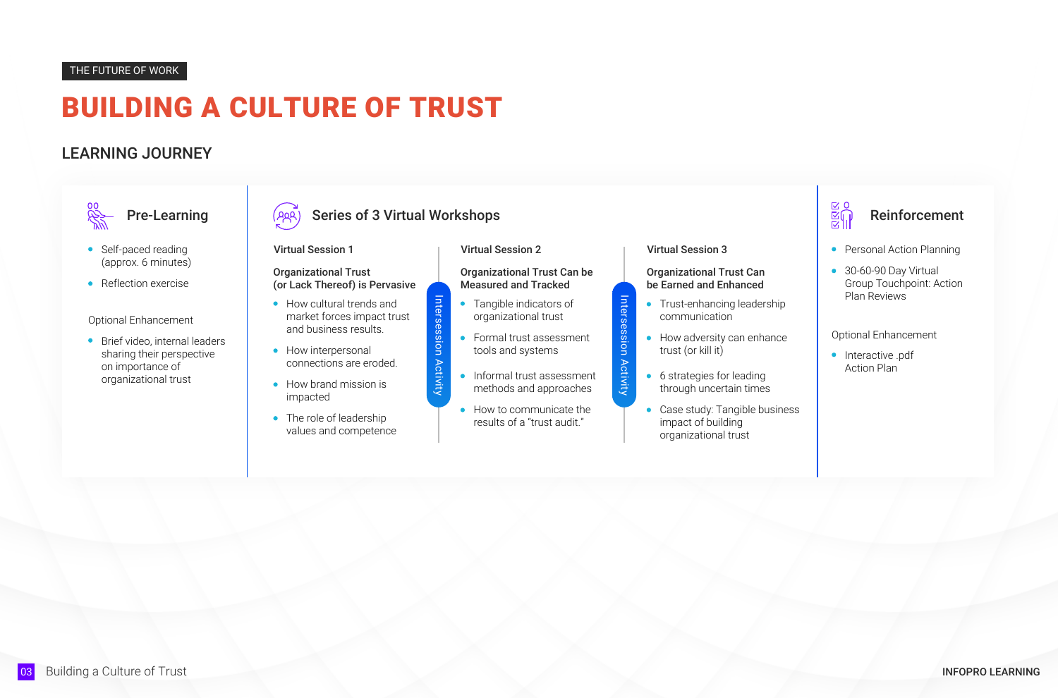THE FUTURE OF WORK

# BUILDING A CULTURE OF TRUST

## LEARNING JOURNEY

### Pre-Learning

- Self-paced reading (approx. 6 minutes)
- Reflection exercise

Optional Enhancement

- Brief video, internal leaders sharing their perspective on importance of organizational trust

### Series of 3 Virtual Workshops

**Virtual Session 1**

**Organizational Trust (or Lack Thereof) is Pervasive**

- How cultural trends and market forces impact trust and business results.
- How interpersonal connections are eroded.
- How brand mission is impacted
- The role of leadership values and competence

Intersession Activity

**Virtual Session 2**

**Organizational Trust Can be Measured and Tracked**

- Tangible indicators of organizational trust
- Formal trust assessment tools and systems
- Informal trust assessment methods and approaches
- How to communicate the results of a "trust audit."

Intersession Activity

**Virtual Session 3**

**Organizational Trust Can be Earned and Enhanced**

- Trust-enhancing leadership communication
- How adversity can enhance trust (or kill it)
- 6 strategies for leading through uncertain times
- Case study: Tangible business impact of building organizational trust

### Reinforcement

- Personal Action Planning
- 30-60-90 Day Virtual Group Touchpoint: Action Plan Reviews

Optional Enhancement

- Interactive .pdf Action Plan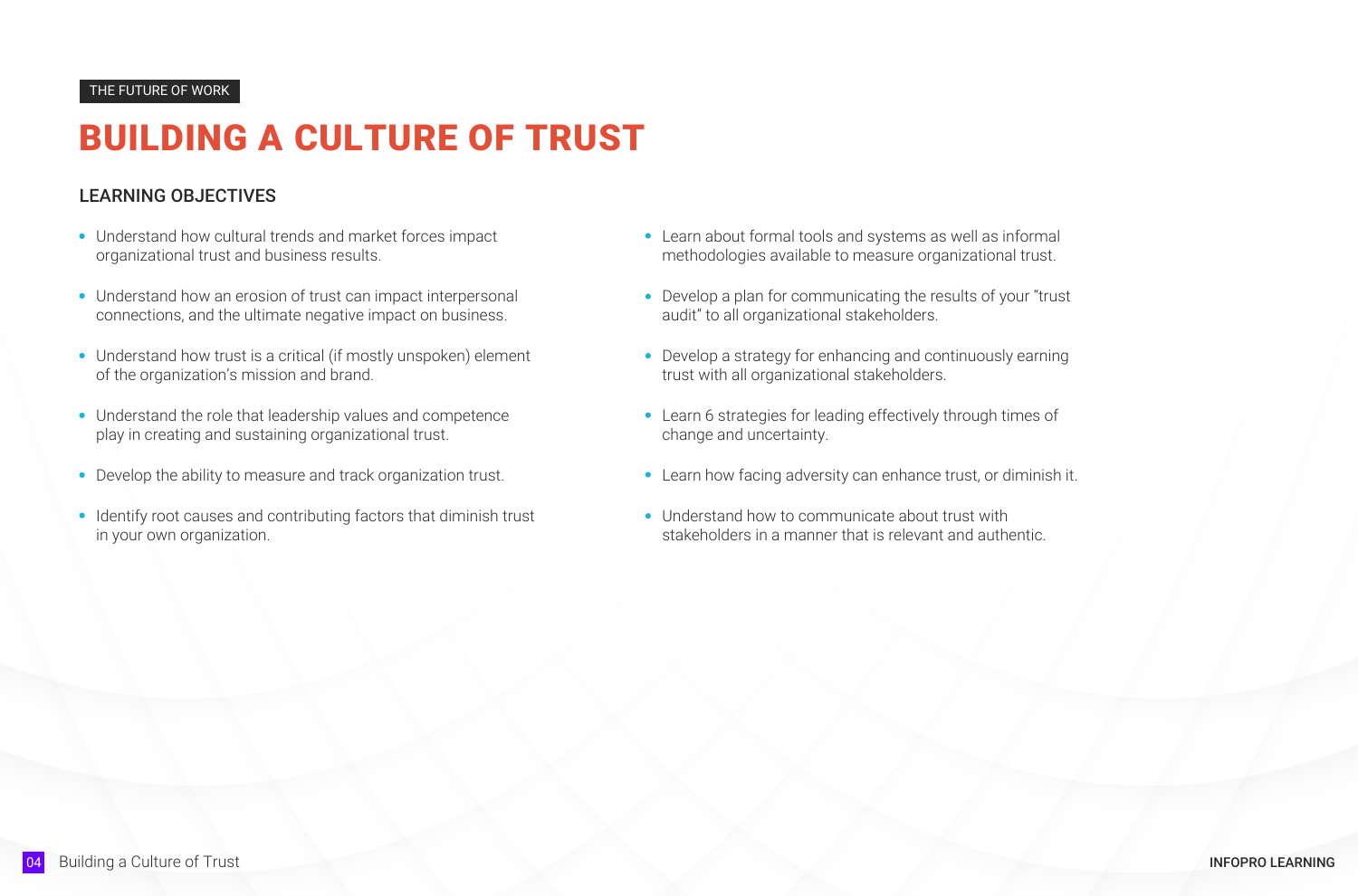THE FUTURE OF WORK

# BUILDING A CULTURE OF TRUST

## LEARNING OBJECTIVES

- Understand how cultural trends and market forces impact organizational trust and business results.
- Understand how an erosion of trust can impact interpersonal connections, and the ultimate negative impact on business.
- Understand how trust is a critical (if mostly unspoken) element of the organization's mission and brand.
- Understand the role that leadership values and competence play in creating and sustaining organizational trust.
- Develop the ability to measure and track organization trust.
- Identify root causes and contributing factors that diminish trust in your own organization.
- Learn about formal tools and systems as well as informal methodologies available to measure organizational trust.
- Develop a plan for communicating the results of your "trust audit" to all organizational stakeholders.
- Develop a strategy for enhancing and continuously earning trust with all organizational stakeholders.
- Learn 6 strategies for leading effectively through times of change and uncertainty.
- Learn how facing adversity can enhance trust, or diminish it.
- Understand how to communicate about trust with stakeholders in a manner that is relevant and authentic.